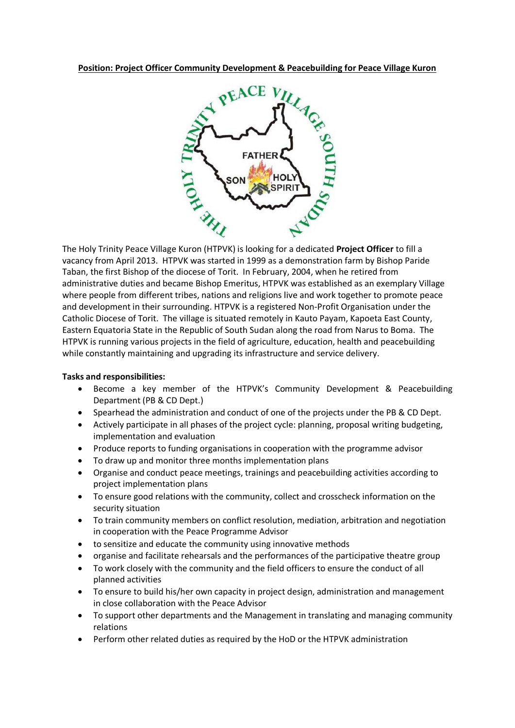**Position: Project Officer Community Development & Peacebuilding for Peace Village Kuron**

The Holy Trinity Peace Village Kuron (HTPVK) is looking for a dedicated **Project Officer** to fill a vacancy from April 2013. HTPVK was started in 1999 as a demonstration farm by Bishop Paride Taban, the first Bishop of the diocese of Torit. In February, 2004, when he retired from administrative duties and became Bishop Emeritus, HTPVK was established as an exemplary Village where people from different tribes, nations and religions live and work together to promote peace and development in their surrounding. HTPVK is a registered Non-Profit Organisation under the Catholic Diocese of Torit. The village is situated remotely in Kauto Payam, Kapoeta East County, Eastern Equatoria State in the Republic of South Sudan along the road from Narus to Boma. The HTPVK is running various projects in the field of agriculture, education, health and peacebuilding while constantly maintaining and upgrading its infrastructure and service delivery.

**Tasks and responsibilities:**

- Become a key member of the HTPVK's Community Development & Peacebuilding Department (PB & CD Dept.)
- Spearhead the administration and conduct of one of the projects under the PB & CD Dept.
- Actively participate in all phases of the project cycle: planning, proposal writing budgeting, implementation and evaluation
- Produce reports to funding organisations in cooperation with the programme advisor
- To draw up and monitor three months implementation plans
- Organise and conduct peace meetings, trainings and peacebuilding activities according to project implementation plans
- To ensure good relations with the community, collect and crosscheck information on the security situation
- To train community members on conflict resolution, mediation, arbitration and negotiation in cooperation with the Peace Programme Advisor
- to sensitize and educate the community using innovative methods
- organise and facilitate rehearsals and the performances of the participative theatre group
- To work closely with the community and the field officers to ensure the conduct of all planned activities
- To ensure to build his/her own capacity in project design, administration and management in close collaboration with the Peace Advisor
- To support other departments and the Management in translating and managing community relations
- Perform other related duties as required by the HoD or the HTPVK administration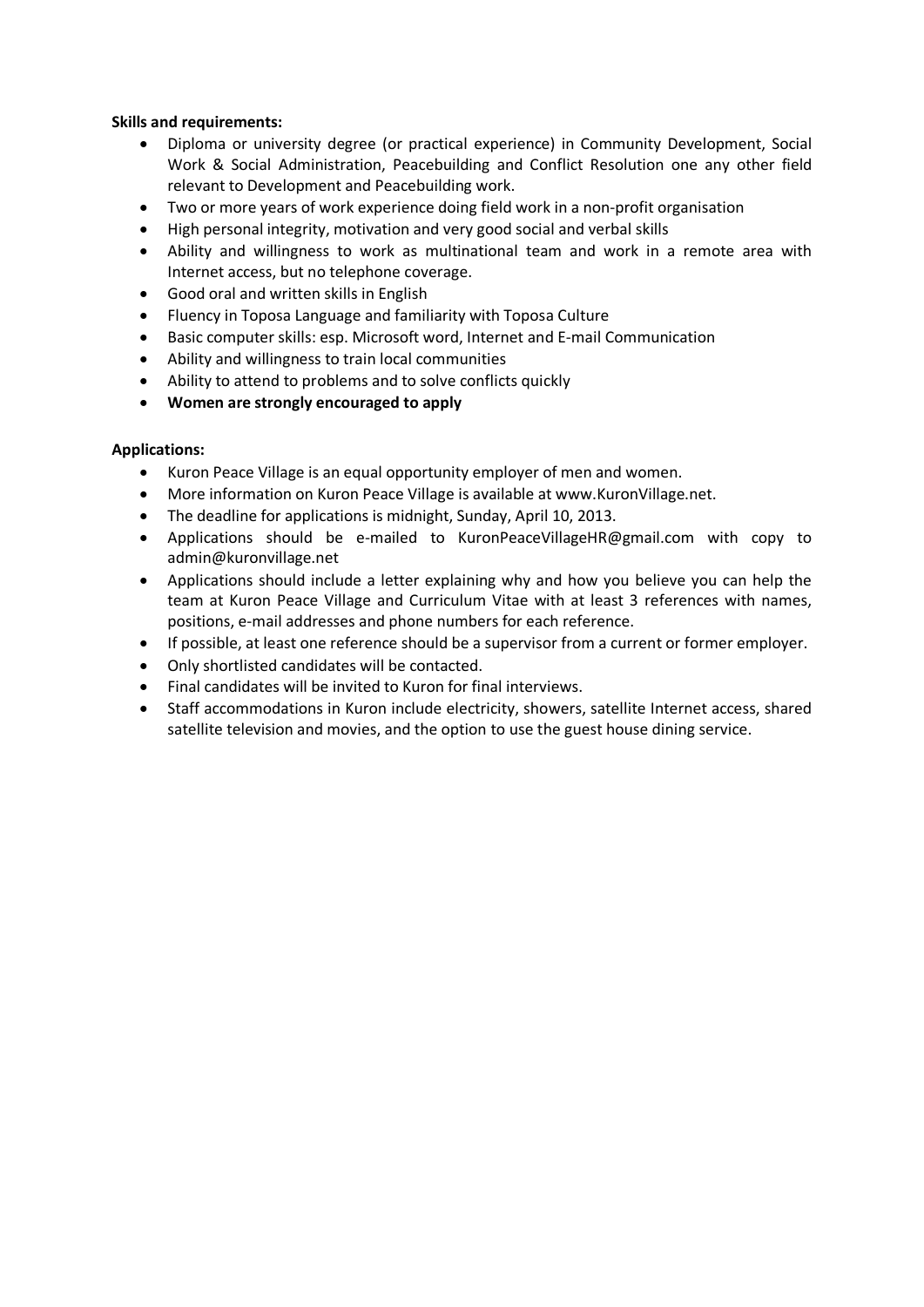**Skills and requirements:**

- Diploma or university degree (or practical experience) in Community Development, Social Work & Social Administration, Peacebuilding and Conflict Resolution one any other field relevant to Development and Peacebuilding work.
- Two or more years of work experience doing field work in a non-profit organisation
- High personal integrity, motivation and very good social and verbal skills
- Ability and willingness to work as multinational team and work in a remote area with Internet access, but no telephone coverage.
- Good oral and written skills in English
- Fluency in Toposa Language and familiarity with Toposa Culture
- Basic computer skills: esp. Microsoft word, Internet and E-mail Communication
- Ability and willingness to train local communities
- Ability to attend to problems and to solve conflicts quickly
- **Women are strongly encouraged to apply**

**Applications:**

- Kuron Peace Village is an equal opportunity employer of men and women.
- More information on Kuron Peace Village is available at www.KuronVillage.net.
- The deadline for applications is midnight, Sunday, April 10, 2013.
- Applications should be e-mailed to KuronPeaceVillageHR@gmail.com with copy to admin@kuronvillage.net
- Applications should include a letter explaining why and how you believe you can help the team at Kuron Peace Village and Curriculum Vitae with at least 3 references with names, positions, e-mail addresses and phone numbers for each reference.
- If possible, at least one reference should be a supervisor from a current or former employer.
- Only shortlisted candidates will be contacted.
- Final candidates will be invited to Kuron for final interviews.
- Staff accommodations in Kuron include electricity, showers, satellite Internet access, shared satellite television and movies, and the option to use the guest house dining service.